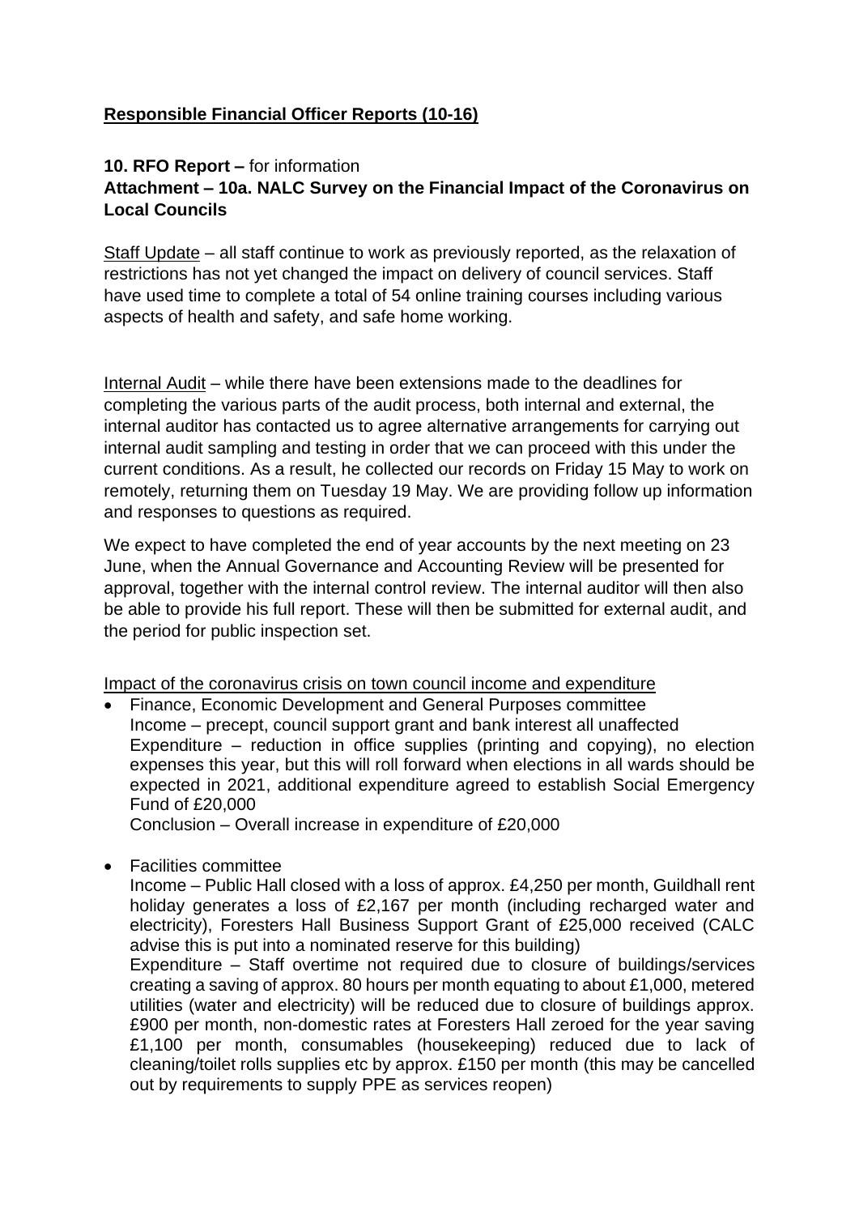## **Responsible Financial Officer Reports (10-16)**

**10. RFO Report –** for information
**Attachment – 10a. NALC Survey on the Financial Impact of the Coronavirus on Local Councils**

Staff Update – all staff continue to work as previously reported, as the relaxation of restrictions has not yet changed the impact on delivery of council services. Staff have used time to complete a total of 54 online training courses including various aspects of health and safety, and safe home working.

Internal Audit – while there have been extensions made to the deadlines for completing the various parts of the audit process, both internal and external, the internal auditor has contacted us to agree alternative arrangements for carrying out internal audit sampling and testing in order that we can proceed with this under the current conditions. As a result, he collected our records on Friday 15 May to work on remotely, returning them on Tuesday 19 May. We are providing follow up information and responses to questions as required.

We expect to have completed the end of year accounts by the next meeting on 23 June, when the Annual Governance and Accounting Review will be presented for approval, together with the internal control review. The internal auditor will then also be able to provide his full report. These will then be submitted for external audit, and the period for public inspection set.

Impact of the coronavirus crisis on town council income and expenditure

- Finance, Economic Development and General Purposes committee
  Income – precept, council support grant and bank interest all unaffected
  Expenditure – reduction in office supplies (printing and copying), no election expenses this year, but this will roll forward when elections in all wards should be expected in 2021, additional expenditure agreed to establish Social Emergency Fund of £20,000
  Conclusion – Overall increase in expenditure of £20,000

- Facilities committee
  Income – Public Hall closed with a loss of approx. £4,250 per month, Guildhall rent holiday generates a loss of £2,167 per month (including recharged water and electricity), Foresters Hall Business Support Grant of £25,000 received (CALC advise this is put into a nominated reserve for this building)
  Expenditure – Staff overtime not required due to closure of buildings/services creating a saving of approx. 80 hours per month equating to about £1,000, metered utilities (water and electricity) will be reduced due to closure of buildings approx. £900 per month, non-domestic rates at Foresters Hall zeroed for the year saving £1,100 per month, consumables (housekeeping) reduced due to lack of cleaning/toilet rolls supplies etc by approx. £150 per month (this may be cancelled out by requirements to supply PPE as services reopen)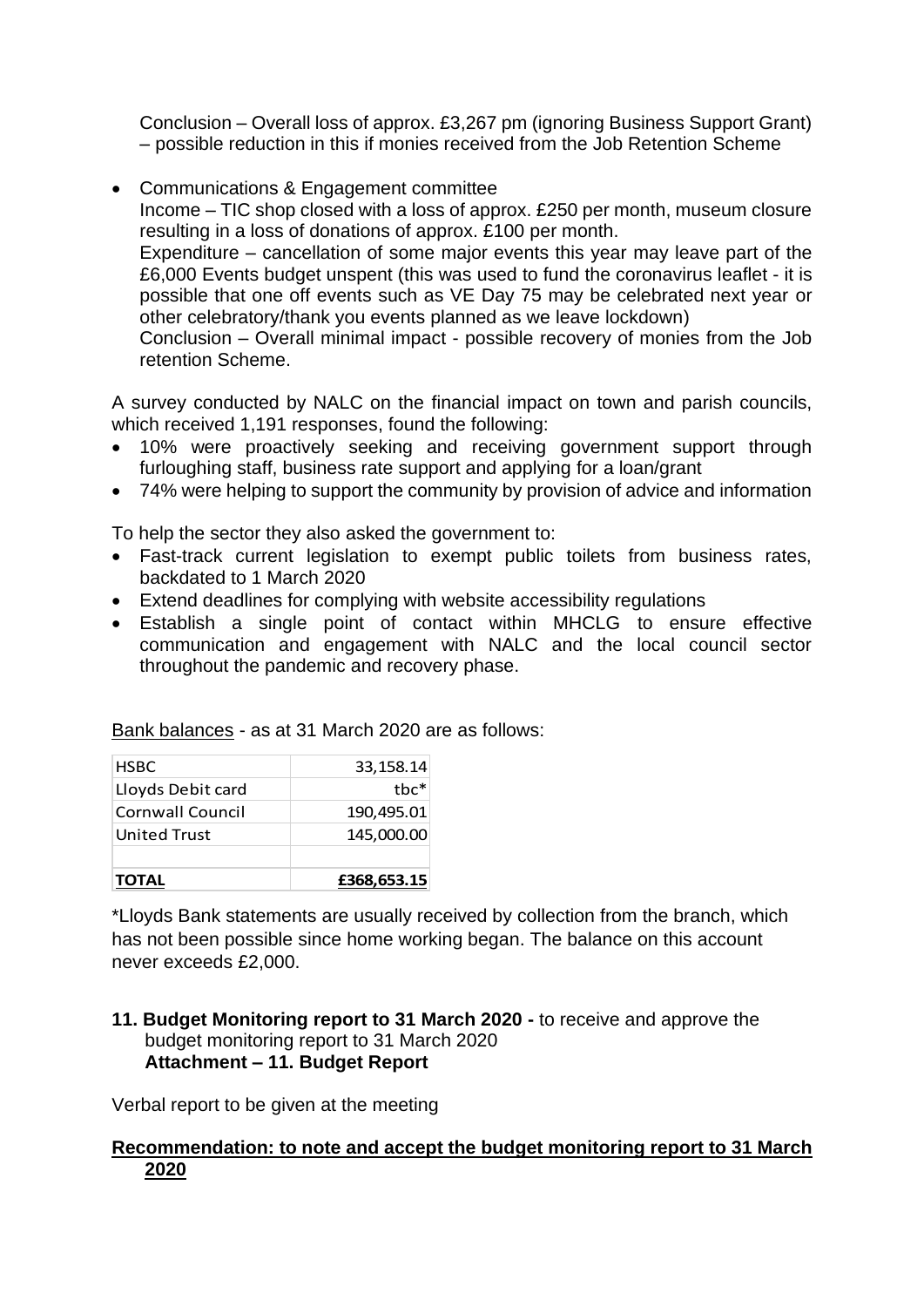Conclusion – Overall loss of approx. £3,267 pm (ignoring Business Support Grant) – possible reduction in this if monies received from the Job Retention Scheme

- Communications & Engagement committee
  Income – TIC shop closed with a loss of approx. £250 per month, museum closure resulting in a loss of donations of approx. £100 per month.
  Expenditure – cancellation of some major events this year may leave part of the £6,000 Events budget unspent (this was used to fund the coronavirus leaflet - it is possible that one off events such as VE Day 75 may be celebrated next year or other celebratory/thank you events planned as we leave lockdown)
  Conclusion – Overall minimal impact - possible recovery of monies from the Job retention Scheme.

A survey conducted by NALC on the financial impact on town and parish councils, which received 1,191 responses, found the following:

- 10% were proactively seeking and receiving government support through furloughing staff, business rate support and applying for a loan/grant
- 74% were helping to support the community by provision of advice and information

To help the sector they also asked the government to:

- Fast-track current legislation to exempt public toilets from business rates, backdated to 1 March 2020
- Extend deadlines for complying with website accessibility regulations
- Establish a single point of contact within MHCLG to ensure effective communication and engagement with NALC and the local council sector throughout the pandemic and recovery phase.

Bank balances - as at 31 March 2020 are as follows:

| | |
|---|---:|
| HSBC | 33,158.14 |
| Lloyds Debit card | tbc* |
| Cornwall Council | 190,495.01 |
| United Trust | 145,000.00 |
| | |
| **TOTAL** | **£368,653.15** |

*Lloyds Bank statements are usually received by collection from the branch, which has not been possible since home working began. The balance on this account never exceeds £2,000.

**11. Budget Monitoring report to 31 March 2020 -** to receive and approve the budget monitoring report to 31 March 2020
**Attachment – 11. Budget Report**

Verbal report to be given at the meeting

**Recommendation: to note and accept the budget monitoring report to 31 March 2020**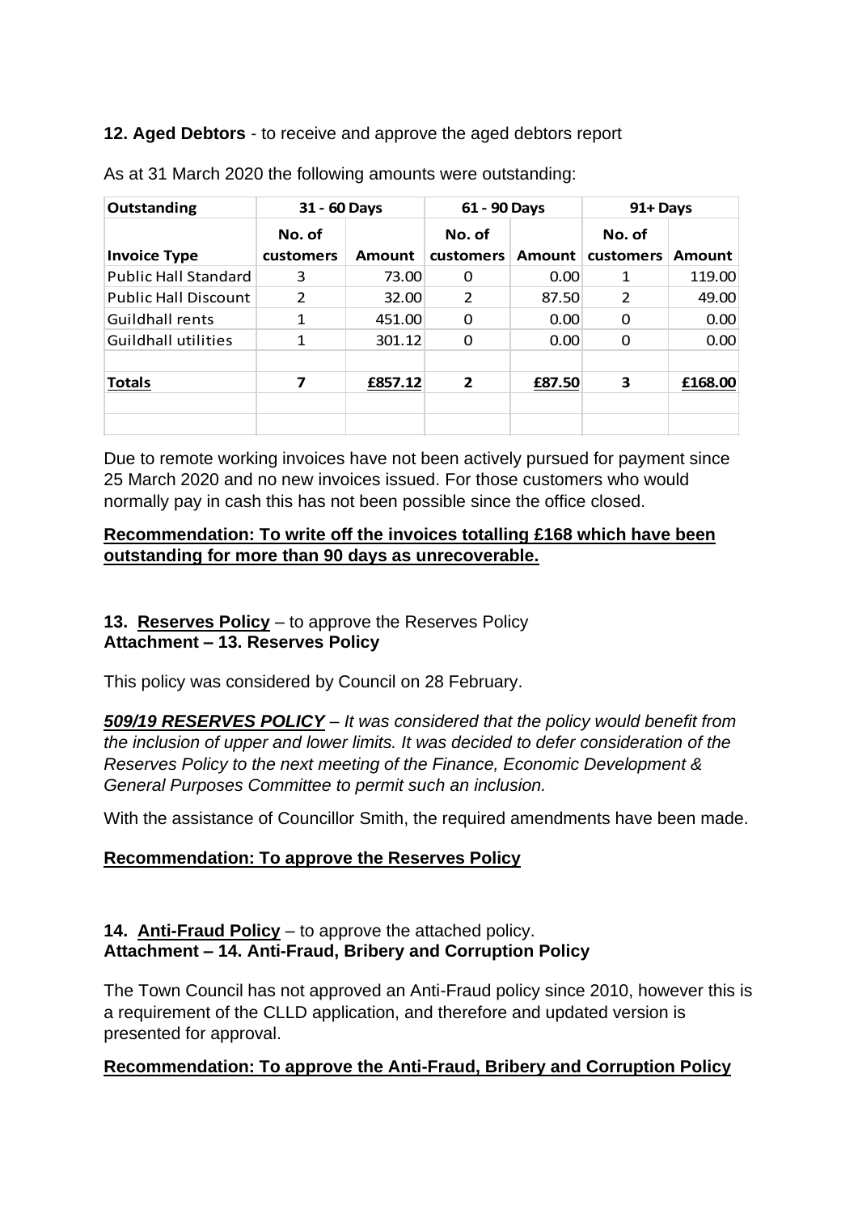**12. Aged Debtors** - to receive and approve the aged debtors report

As at 31 March 2020 the following amounts were outstanding:

| Outstanding | 31 - 60 Days | | 61 - 90 Days | | 91+ Days | |
|---|---|---|---|---|---|---|
| **Invoice Type** | **No. of customers** | **Amount** | **No. of customers** | **Amount** | **No. of customers** | **Amount** |
| Public Hall Standard | 3 | 73.00 | 0 | 0.00 | 1 | 119.00 |
| Public Hall Discount | 2 | 32.00 | 2 | 87.50 | 2 | 49.00 |
| Guildhall rents | 1 | 451.00 | 0 | 0.00 | 0 | 0.00 |
| Guildhall utilities | 1 | 301.12 | 0 | 0.00 | 0 | 0.00 |
| | | | | | | |
| **Totals** | **7** | **£857.12** | **2** | **£87.50** | **3** | **£168.00** |

Due to remote working invoices have not been actively pursued for payment since 25 March 2020 and no new invoices issued. For those customers who would normally pay in cash this has not been possible since the office closed.

**Recommendation: To write off the invoices totalling £168 which have been outstanding for more than 90 days as unrecoverable.**

**13. Reserves Policy** – to approve the Reserves Policy
**Attachment – 13. Reserves Policy**

This policy was considered by Council on 28 February.

***509/19 RESERVES POLICY*** *– It was considered that the policy would benefit from the inclusion of upper and lower limits. It was decided to defer consideration of the Reserves Policy to the next meeting of the Finance, Economic Development & General Purposes Committee to permit such an inclusion.*

With the assistance of Councillor Smith, the required amendments have been made.

**Recommendation: To approve the Reserves Policy**

**14. Anti-Fraud Policy** – to approve the attached policy.
**Attachment – 14. Anti-Fraud, Bribery and Corruption Policy**

The Town Council has not approved an Anti-Fraud policy since 2010, however this is a requirement of the CLLD application, and therefore and updated version is presented for approval.

**Recommendation: To approve the Anti-Fraud, Bribery and Corruption Policy**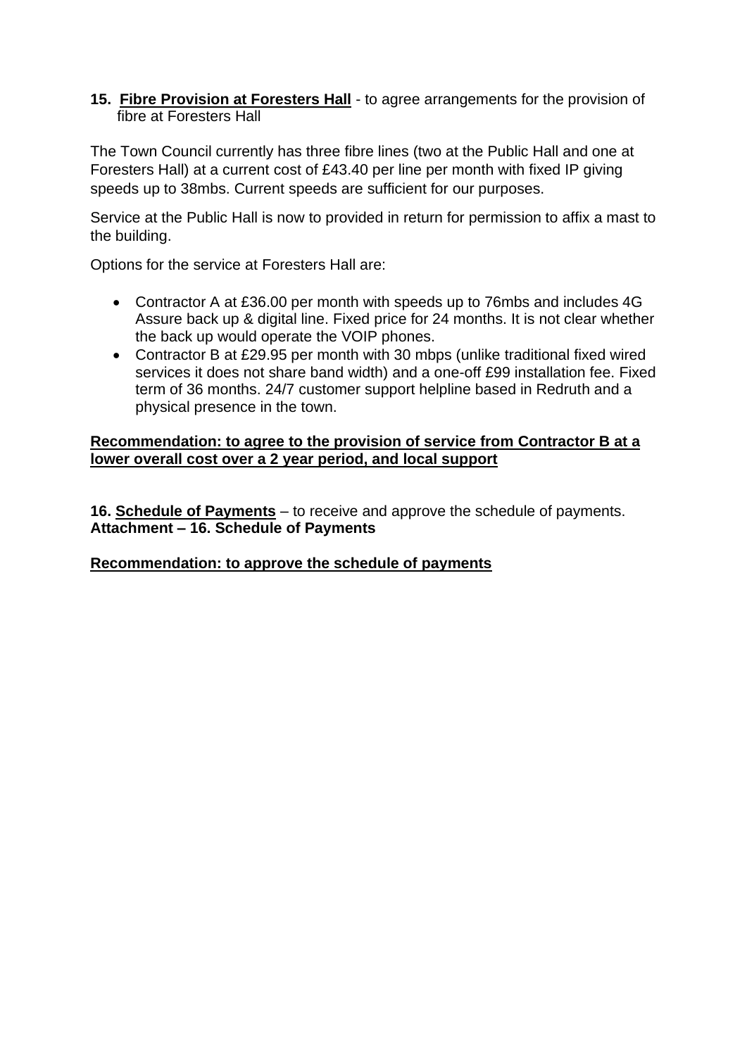**15. <u>Fibre Provision at Foresters Hall</u>** - to agree arrangements for the provision of fibre at Foresters Hall

The Town Council currently has three fibre lines (two at the Public Hall and one at Foresters Hall) at a current cost of £43.40 per line per month with fixed IP giving speeds up to 38mbs. Current speeds are sufficient for our purposes.

Service at the Public Hall is now to provided in return for permission to affix a mast to the building.

Options for the service at Foresters Hall are:

- Contractor A at £36.00 per month with speeds up to 76mbs and includes 4G Assure back up & digital line. Fixed price for 24 months. It is not clear whether the back up would operate the VOIP phones.
- Contractor B at £29.95 per month with 30 mbps (unlike traditional fixed wired services it does not share band width) and a one-off £99 installation fee. Fixed term of 36 months. 24/7 customer support helpline based in Redruth and a physical presence in the town.

**<u>Recommendation: to agree to the provision of service from Contractor B at a lower overall cost over a 2 year period, and local support</u>**

**16. <u>Schedule of Payments</u>** – to receive and approve the schedule of payments.
**Attachment – 16. Schedule of Payments**

**<u>Recommendation: to approve the schedule of payments</u>**